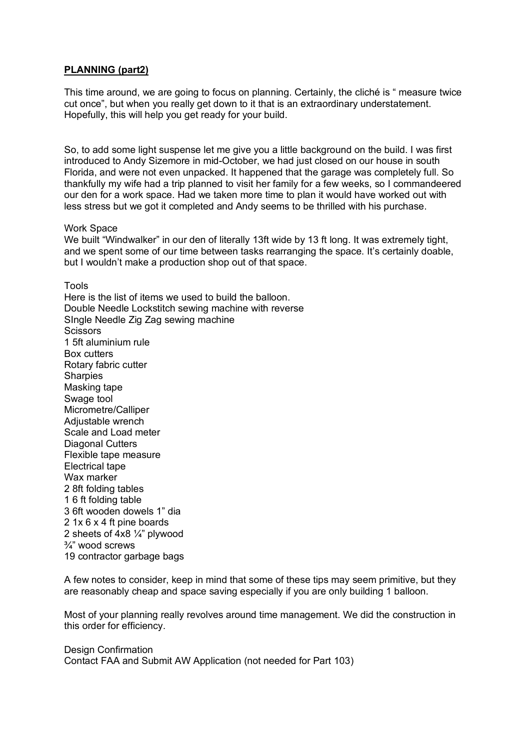**PLANNING (part2)**

This time around, we are going to focus on planning. Certainly, the cliché is " measure twice cut once", but when you really get down to it that is an extraordinary understatement. Hopefully, this will help you get ready for your build.

So, to add some light suspense let me give you a little background on the build. I was first introduced to Andy Sizemore in mid-October, we had just closed on our house in south Florida, and were not even unpacked. It happened that the garage was completely full. So thankfully my wife had a trip planned to visit her family for a few weeks, so I commandeered our den for a work space. Had we taken more time to plan it would have worked out with less stress but we got it completed and Andy seems to be thrilled with his purchase.

Work Space
We built "Windwalker" in our den of literally 13ft wide by 13 ft long. It was extremely tight, and we spent some of our time between tasks rearranging the space. It's certainly doable, but I wouldn't make a production shop out of that space.

Tools
Here is the list of items we used to build the balloon.
Double Needle Lockstitch sewing machine with reverse
SIngle Needle Zig Zag sewing machine
Scissors
1 5ft aluminium rule
Box cutters
Rotary fabric cutter
Sharpies
Masking tape
Swage tool
Micrometre/Calliper
Adjustable wrench
Scale and Load meter
Diagonal Cutters
Flexible tape measure
Electrical tape
Wax marker
2 8ft folding tables
1 6 ft folding table
3 6ft wooden dowels 1" dia
2 1x 6 x 4 ft pine boards
2 sheets of 4x8 ¼" plywood
¾" wood screws
19 contractor garbage bags

A few notes to consider, keep in mind that some of these tips may seem primitive, but they are reasonably cheap and space saving especially if you are only building 1 balloon.

Most of your planning really revolves around time management. We did the construction in this order for efficiency.

Design Confirmation
Contact FAA and Submit AW Application (not needed for Part 103)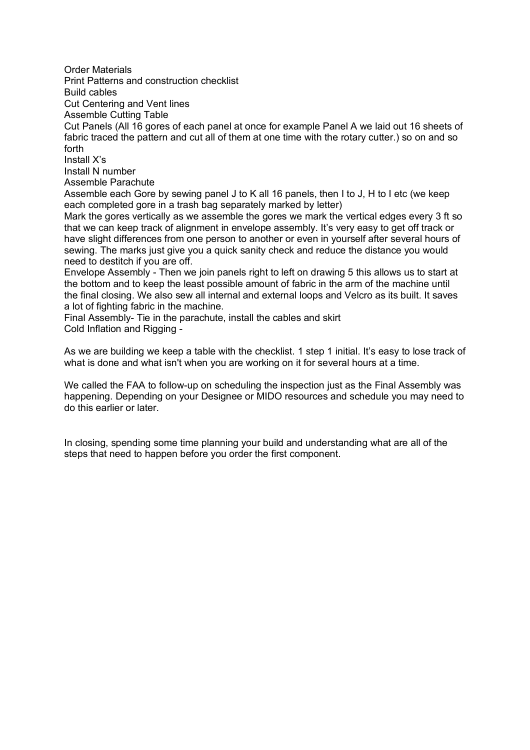Order Materials
Print Patterns and construction checklist
Build cables
Cut Centering and Vent lines
Assemble Cutting Table
Cut Panels (All 16 gores of each panel at once for example Panel A we laid out 16 sheets of fabric traced the pattern and cut all of them at one time with the rotary cutter.) so on and so forth
Install X's
Install N number
Assemble Parachute
Assemble each Gore by sewing panel J to K all 16 panels, then I to J, H to I etc (we keep each completed gore in a trash bag separately marked by letter)
Mark the gores vertically as we assemble the gores we mark the vertical edges every 3 ft so that we can keep track of alignment in envelope assembly. It's very easy to get off track or have slight differences from one person to another or even in yourself after several hours of sewing. The marks just give you a quick sanity check and reduce the distance you would need to destitch if you are off.
Envelope Assembly - Then we join panels right to left on drawing 5 this allows us to start at the bottom and to keep the least possible amount of fabric in the arm of the machine until the final closing. We also sew all internal and external loops and Velcro as its built. It saves a lot of fighting fabric in the machine.
Final Assembly- Tie in the parachute, install the cables and skirt
Cold Inflation and Rigging -

As we are building we keep a table with the checklist. 1 step 1 initial. It's easy to lose track of what is done and what isn't when you are working on it for several hours at a time.

We called the FAA to follow-up on scheduling the inspection just as the Final Assembly was happening. Depending on your Designee or MIDO resources and schedule you may need to do this earlier or later.

In closing, spending some time planning your build and understanding what are all of the steps that need to happen before you order the first component.